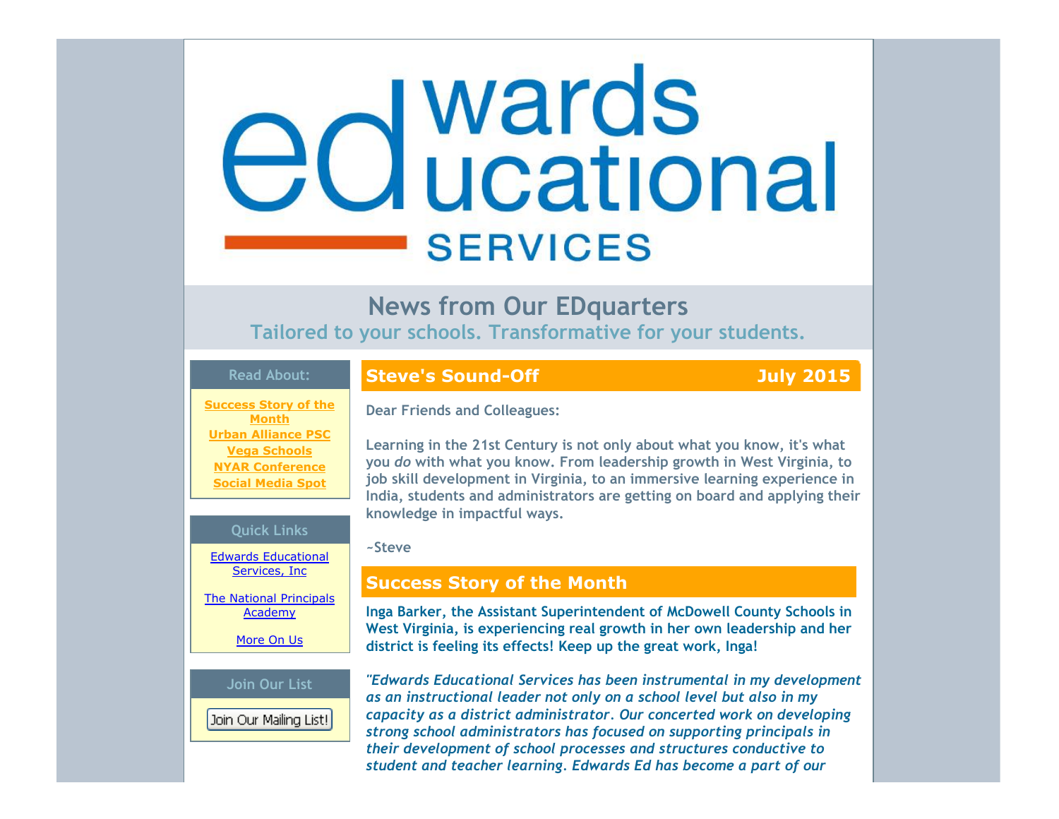# edwards educational SERVICES

## News from Our EDquarters

### Tailored to your schools. Transformative for your students.

**Read About:**

- **Success Story of the Month**
- **Urban Alliance PSC**
- **Vega Schools**
- **NYAR Conference**
- **Social Media Spot**

**Quick Links**

Edwards Educational Services, Inc

The National Principals Academy

More On Us

**Join Our List**

Join Our Mailing List!

## Steve's Sound-Off — July 2015

**Dear Friends and Colleagues:**

**Learning in the 21st Century is not only about what you know, it's what you *do* with what you know. From leadership growth in West Virginia, to job skill development in Virginia, to an immersive learning experience in India, students and administrators are getting on board and applying their knowledge in impactful ways.**

**~Steve**

## Success Story of the Month

**Inga Barker, the Assistant Superintendent of McDowell County Schools in West Virginia, is experiencing real growth in her own leadership and her district is feeling its effects! Keep up the great work, Inga!**

***"Edwards Educational Services has been instrumental in my development as an instructional leader not only on a school level but also in my capacity as a district administrator. Our concerted work on developing strong school administrators has focused on supporting principals in their development of school processes and structures conductive to student and teacher learning. Edwards Ed has become a part of our***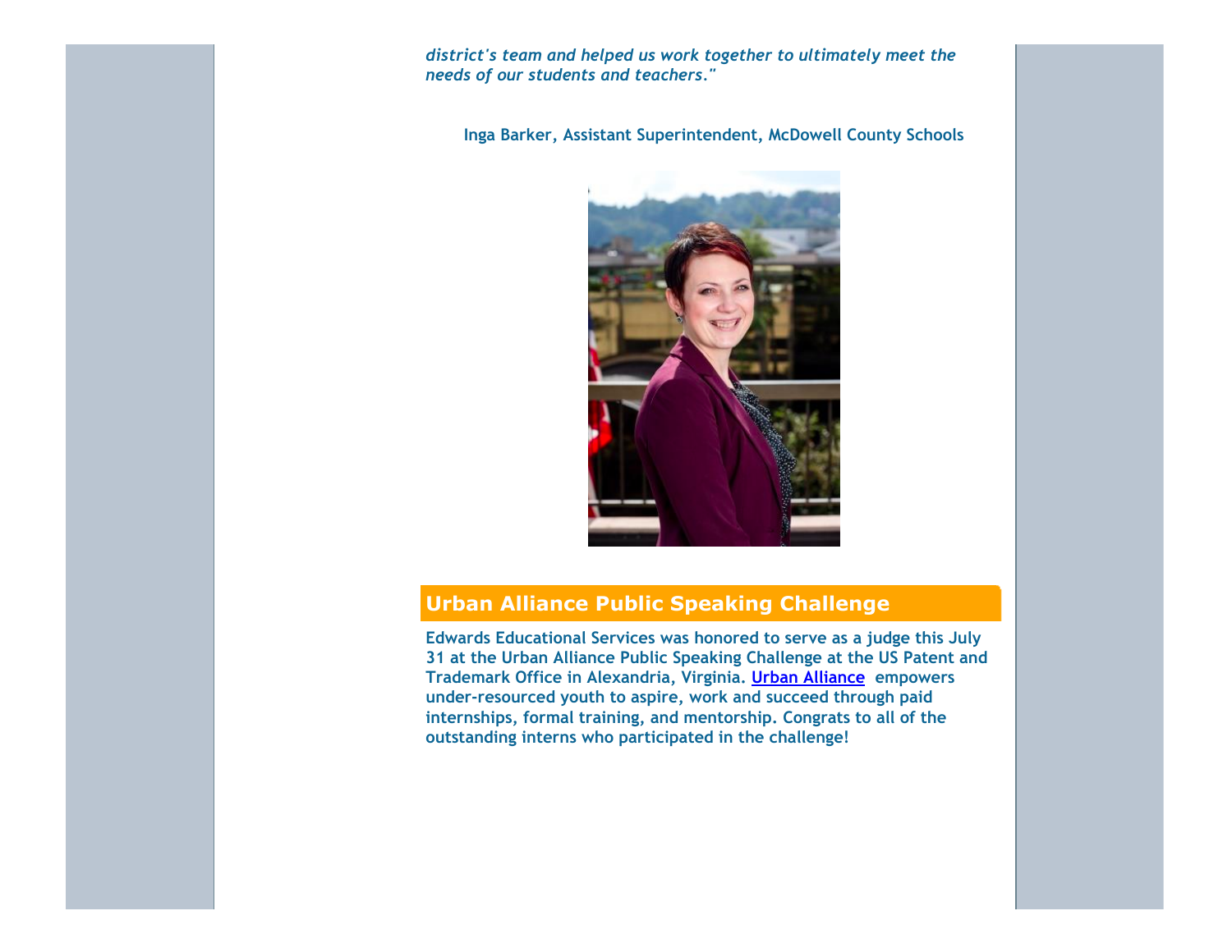*district's team and helped us work together to ultimately meet the needs of our students and teachers."*

**Inga Barker, Assistant Superintendent, McDowell County Schools**

## Urban Alliance Public Speaking Challenge

**Edwards Educational Services was honored to serve as a judge this July 31 at the Urban Alliance Public Speaking Challenge at the US Patent and Trademark Office in Alexandria, Virginia. Urban Alliance empowers under-resourced youth to aspire, work and succeed through paid internships, formal training, and mentorship. Congrats to all of the outstanding interns who participated in the challenge!**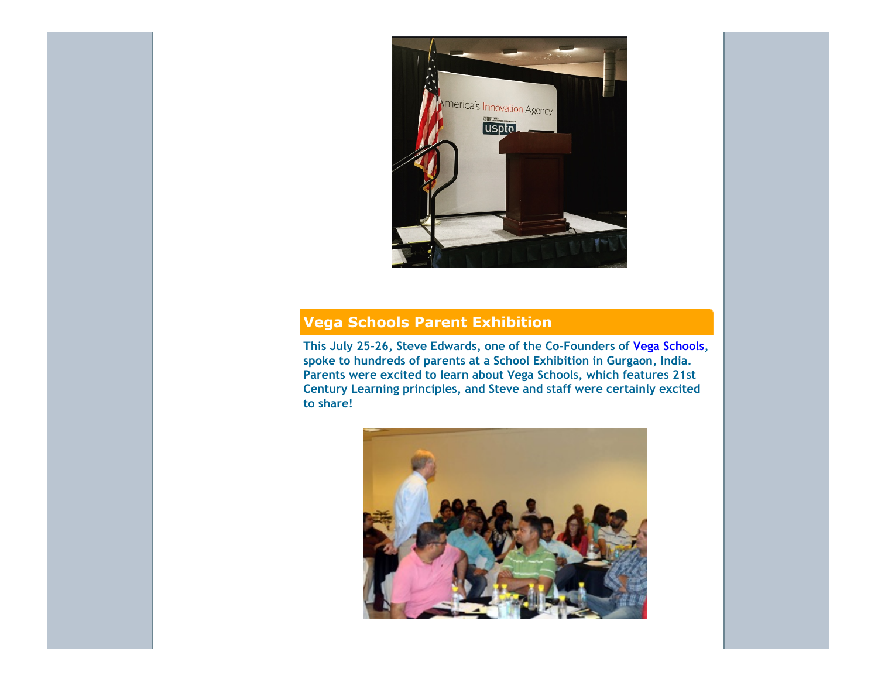## Vega Schools Parent Exhibition

**This July 25-26, Steve Edwards, one of the Co-Founders of [Vega Schools](), spoke to hundreds of parents at a School Exhibition in Gurgaon, India. Parents were excited to learn about Vega Schools, which features 21st Century Learning principles, and Steve and staff were certainly excited to share!**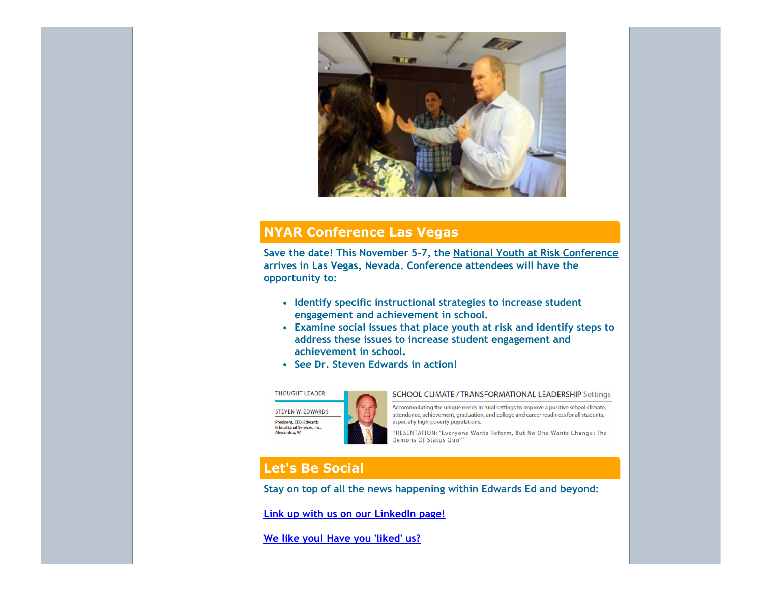## NYAR Conference Las Vegas

Save the date! This November 5-7, the National Youth at Risk Conference arrives in Las Vegas, Nevada. Conference attendees will have the opportunity to:

- Identify specific instructional strategies to increase student engagement and achievement in school.
- Examine social issues that place youth at risk and identify steps to address these issues to increase student engagement and achievement in school.
- See Dr. Steven Edwards in action!

THOUGHT LEADER

STEVEN W. EDWARDS

President, EEO, Edwards Educational Services, Inc., Alexandria, VA

SCHOOL CLIMATE / TRANSFORMATIONAL LEADERSHIP Settings

Accommodating the unique needs in rural settings to improve a positive school climate, attendance, achievement, graduation, and college and career readiness for all students, especially high-poverty populations.

PRESENTATION: "Everyone Wants Reform, But No One Wants Change: The Demons Of Status Quo""

## Let's Be Social

Stay on top of all the news happening within Edwards Ed and beyond:

Link up with us on our LinkedIn page!

We like you! Have you 'liked' us?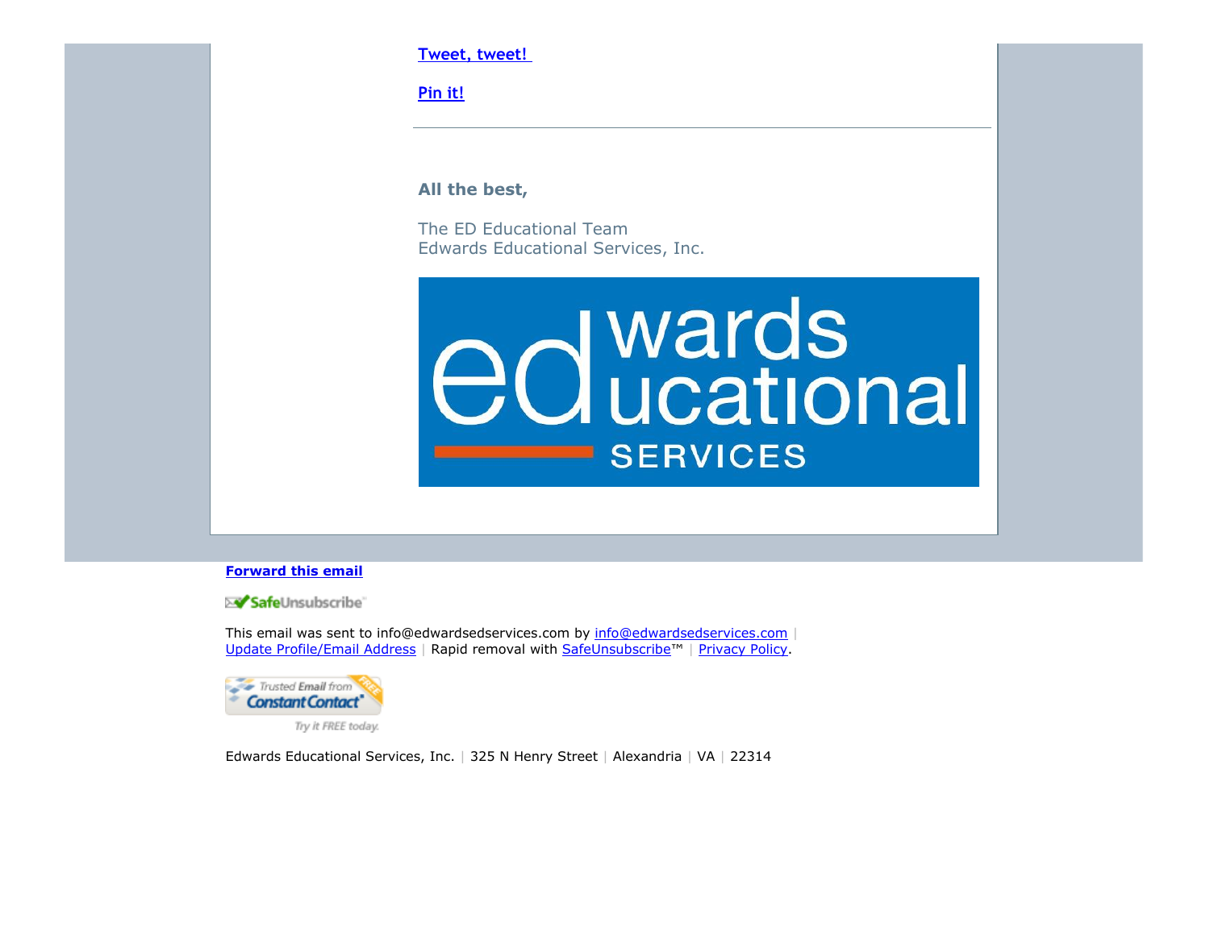[Tweet, tweet!](#)

[Pin it!](#)

---

**All the best,**

The ED Educational Team
Edwards Educational Services, Inc.

**[Forward this email](#)**

This email was sent to info@edwardsedservices.com by [info@edwardsedservices.com](#) | [Update Profile/Email Address](#) | Rapid removal with [SafeUnsubscribe](#)™ | [Privacy Policy](#).

Edwards Educational Services, Inc. | 325 N Henry Street | Alexandria | VA | 22314